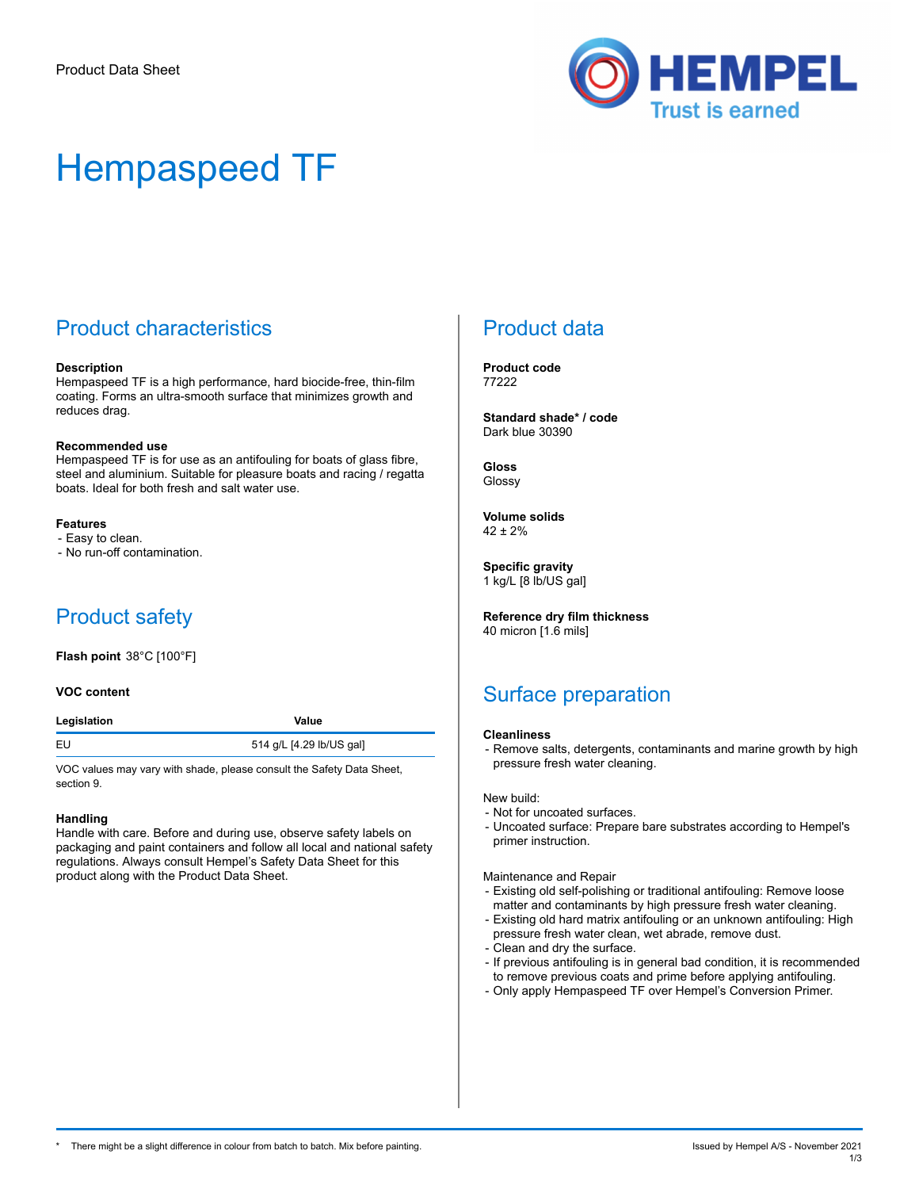Product Data Sheet

# Hempaspeed TF

## Product characteristics

**Description**
Hempaspeed TF is a high performance, hard biocide-free, thin-film coating. Forms an ultra-smooth surface that minimizes growth and reduces drag.

**Recommended use**
Hempaspeed TF is for use as an antifouling for boats of glass fibre, steel and aluminium. Suitable for pleasure boats and racing / regatta boats. Ideal for both fresh and salt water use.

**Features**
- Easy to clean.
- No run-off contamination.

## Product safety

**Flash point** 38°C [100°F]

**VOC content**

| Legislation | Value |
|---|---|
| EU | 514 g/L [4.29 lb/US gal] |

VOC values may vary with shade, please consult the Safety Data Sheet, section 9.

**Handling**
Handle with care. Before and during use, observe safety labels on packaging and paint containers and follow all local and national safety regulations. Always consult Hempel's Safety Data Sheet for this product along with the Product Data Sheet.

## Product data

**Product code**
77222

**Standard shade* / code**
Dark blue 30390

**Gloss**
Glossy

**Volume solids**
42 ± 2%

**Specific gravity**
1 kg/L [8 lb/US gal]

**Reference dry film thickness**
40 micron [1.6 mils]

## Surface preparation

**Cleanliness**
- Remove salts, detergents, contaminants and marine growth by high pressure fresh water cleaning.

New build:
- Not for uncoated surfaces.
- Uncoated surface: Prepare bare substrates according to Hempel's primer instruction.

Maintenance and Repair
- Existing old self-polishing or traditional antifouling: Remove loose matter and contaminants by high pressure fresh water cleaning.
- Existing old hard matrix antifouling or an unknown antifouling: High pressure fresh water clean, wet abrade, remove dust.
- Clean and dry the surface.
- If previous antifouling is in general bad condition, it is recommended to remove previous coats and prime before applying antifouling.
- Only apply Hempaspeed TF over Hempel's Conversion Primer.

\* There might be a slight difference in colour from batch to batch. Mix before painting.

Issued by Hempel A/S - November 2021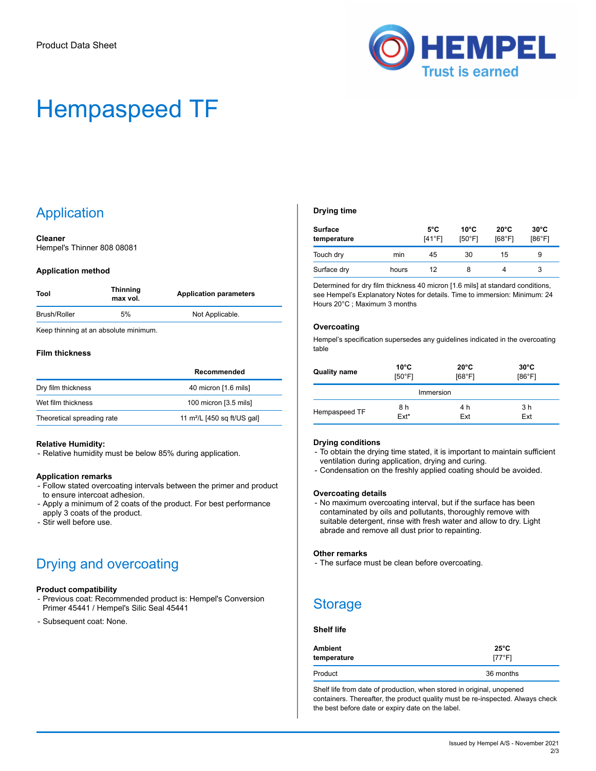Product Data Sheet

# Hempaspeed TF

## Application

**Cleaner**
Hempel's Thinner 808 08081

**Application method**

| Tool | Thinning max vol. | Application parameters |
|---|---|---|
| Brush/Roller | 5% | Not Applicable. |

Keep thinning at an absolute minimum.

**Film thickness**

| | Recommended |
|---|---|
| Dry film thickness | 40 micron [1.6 mils] |
| Wet film thickness | 100 micron [3.5 mils] |
| Theoretical spreading rate | 11 m²/L [450 sq ft/US gal] |

**Relative Humidity:**
- Relative humidity must be below 85% during application.

**Application remarks**
- Follow stated overcoating intervals between the primer and product to ensure intercoat adhesion.
- Apply a minimum of 2 coats of the product. For best performance apply 3 coats of the product.
- Stir well before use.

## Drying and overcoating

**Product compatibility**
- Previous coat: Recommended product is: Hempel's Conversion Primer 45441 / Hempel's Silic Seal 45441
- Subsequent coat: None.

**Drying time**

| Surface temperature | | 5°C [41°F] | 10°C [50°F] | 20°C [68°F] | 30°C [86°F] |
|---|---|---|---|---|---|
| Touch dry | min | 45 | 30 | 15 | 9 |
| Surface dry | hours | 12 | 8 | 4 | 3 |

Determined for dry film thickness 40 micron [1.6 mils] at standard conditions, see Hempel's Explanatory Notes for details. Time to immersion: Minimum: 24 Hours 20°C ; Maximum 3 months

**Overcoating**

Hempel's specification supersedes any guidelines indicated in the overcoating table

| Quality name | 10°C [50°F] | 20°C [68°F] | 30°C [86°F] |
|---|---|---|---|
| | Immersion | | |
| Hempaspeed TF | 8 h Ext* | 4 h Ext | 3 h Ext |

**Drying conditions**
- To obtain the drying time stated, it is important to maintain sufficient ventilation during application, drying and curing.
- Condensation on the freshly applied coating should be avoided.

**Overcoating details**
- No maximum overcoating interval, but if the surface has been contaminated by oils and pollutants, thoroughly remove with suitable detergent, rinse with fresh water and allow to dry. Light abrade and remove all dust prior to repainting.

**Other remarks**
- The surface must be clean before overcoating.

## Storage

**Shelf life**

| Ambient temperature | 25°C [77°F] |
|---|---|
| Product | 36 months |

Shelf life from date of production, when stored in original, unopened containers. Thereafter, the product quality must be re-inspected. Always check the best before date or expiry date on the label.

Issued by Hempel A/S - November 2021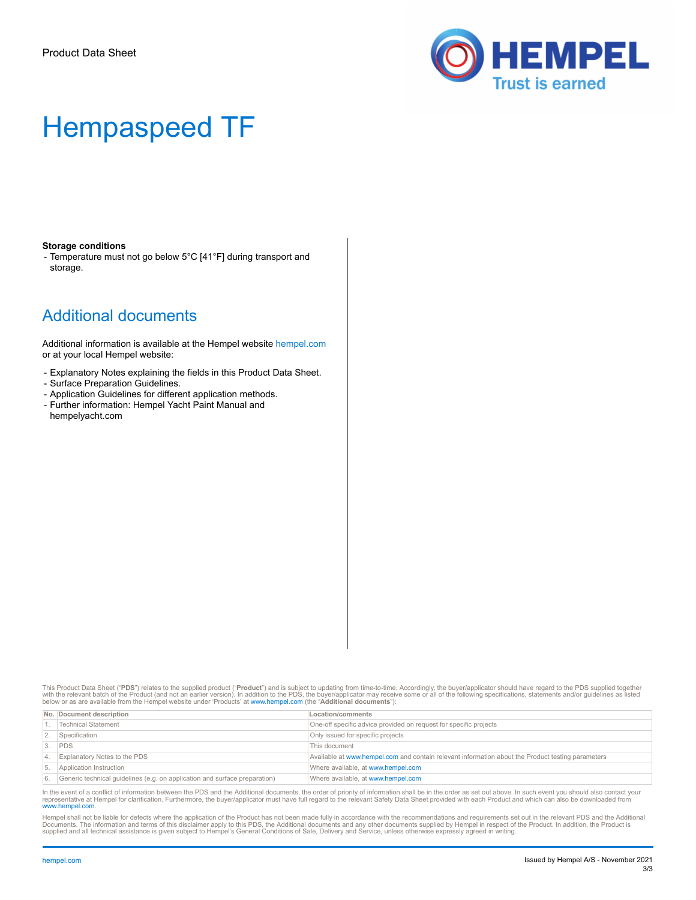Product Data Sheet

# Hempaspeed TF

**Storage conditions**

- Temperature must not go below 5°C [41°F] during transport and storage.

## Additional documents

Additional information is available at the Hempel website hempel.com or at your local Hempel website:

- Explanatory Notes explaining the fields in this Product Data Sheet.
- Surface Preparation Guidelines.
- Application Guidelines for different application methods.
- Further information: Hempel Yacht Paint Manual and hempelyacht.com

This Product Data Sheet ("**PDS**") relates to the supplied product ("**Product**") and is subject to updating from time-to-time. Accordingly, the buyer/applicator should have regard to the PDS supplied together with the relevant batch of the Product (and not an earlier version). In addition to the PDS, the buyer/applicator may receive some or all of the following specifications, statements and/or guidelines as listed below or as are available from the Hempel website under 'Products' at www.hempel.com (the "**Additional documents**"):

| No. | Document description | Location/comments |
|---|---|---|
| 1. | Technical Statement | One-off specific advice provided on request for specific projects |
| 2. | Specification | Only issued for specific projects |
| 3. | PDS | This document |
| 4. | Explanatory Notes to the PDS | Available at www.hempel.com and contain relevant information about the Product testing parameters |
| 5. | Application Instruction | Where available, at www.hempel.com |
| 6. | Generic technical guidelines (e.g. on application and surface preparation) | Where available, at www.hempel.com |

In the event of a conflict of information between the PDS and the Additional documents, the order of priority of information shall be in the order as set out above. In such event you should also contact your representative at Hempel for clarification. Furthermore, the buyer/applicator must have full regard to the relevant Safety Data Sheet provided with each Product and which can also be downloaded from www.hempel.com.

Hempel shall not be liable for defects where the application of the Product has not been made fully in accordance with the recommendations and requirements set out in the relevant PDS and the Additional Documents. The information and terms of this disclaimer apply to this PDS, the Additional documents and any other documents supplied by Hempel in respect of the Product. In addition, the Product is supplied and all technical assistance is given subject to Hempel's General Conditions of Sale, Delivery and Service, unless otherwise expressly agreed in writing.

hempel.com

Issued by Hempel A/S - November 2021